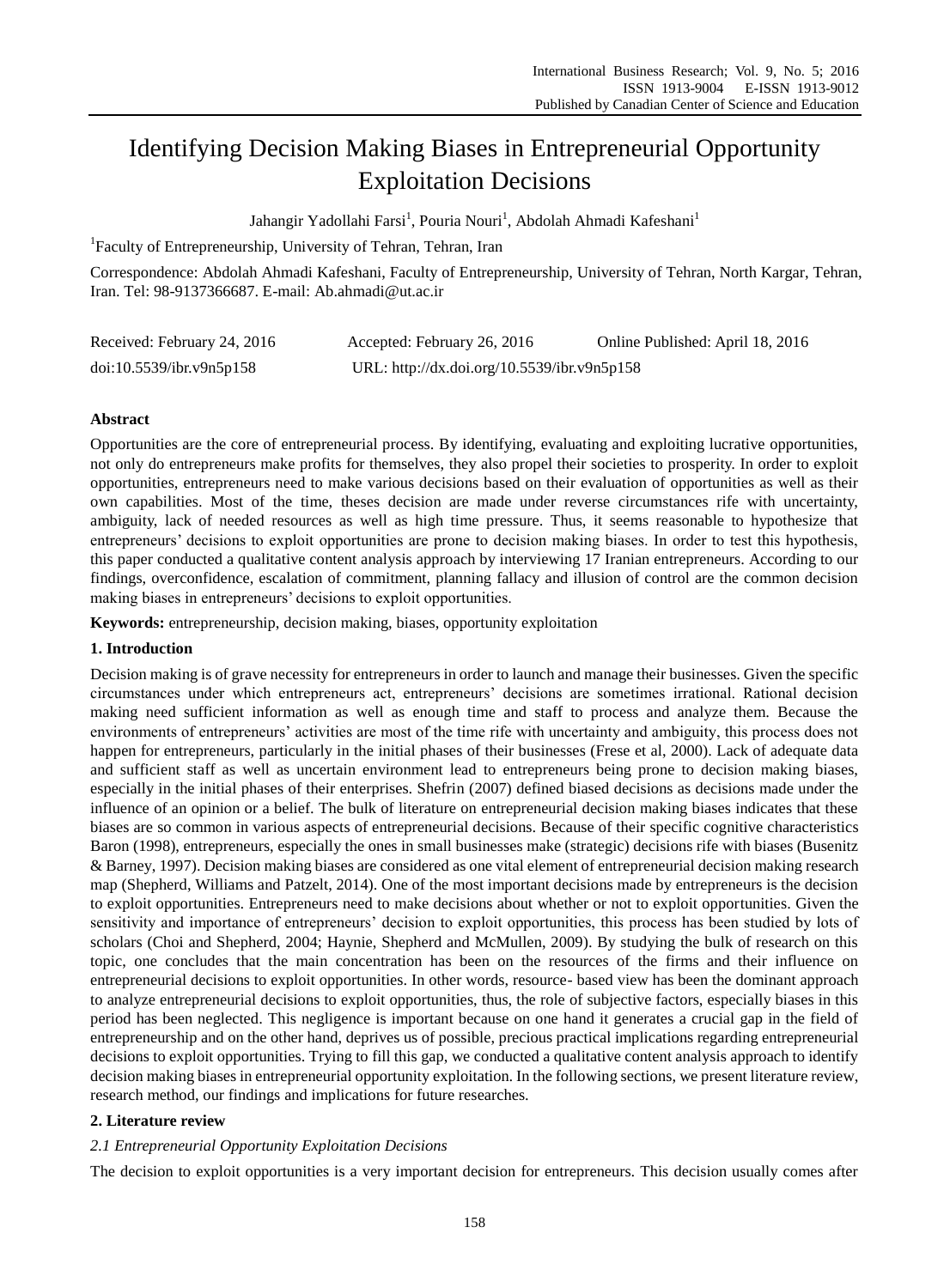# Identifying Decision Making Biases in Entrepreneurial Opportunity Exploitation Decisions

Jahangir Yadollahi Farsi[1], Pouria Nouri[1], Abdolah Ahmadi Kafeshani[1]

[1]Faculty of Entrepreneurship, University of Tehran, Tehran, Iran

Correspondence: Abdolah Ahmadi Kafeshani, Faculty of Entrepreneurship, University of Tehran, North Kargar, Tehran, Iran. Tel: 98-9137366687. E-mail: Ab.ahmadi@ut.ac.ir

Received: February 24, 2016 Accepted: February 26, 2016 Online Published: April 18, 2016

doi:10.5539/ibr.v9n5p158 URL: http://dx.doi.org/10.5539/ibr.v9n5p158

**Abstract**

Opportunities are the core of entrepreneurial process. By identifying, evaluating and exploiting lucrative opportunities, not only do entrepreneurs make profits for themselves, they also propel their societies to prosperity. In order to exploit opportunities, entrepreneurs need to make various decisions based on their evaluation of opportunities as well as their own capabilities. Most of the time, theses decision are made under reverse circumstances rife with uncertainty, ambiguity, lack of needed resources as well as high time pressure. Thus, it seems reasonable to hypothesize that entrepreneurs' decisions to exploit opportunities are prone to decision making biases. In order to test this hypothesis, this paper conducted a qualitative content analysis approach by interviewing 17 Iranian entrepreneurs. According to our findings, overconfidence, escalation of commitment, planning fallacy and illusion of control are the common decision making biases in entrepreneurs' decisions to exploit opportunities.

**Keywords:** entrepreneurship, decision making, biases, opportunity exploitation

## 1. Introduction

Decision making is of grave necessity for entrepreneurs in order to launch and manage their businesses. Given the specific circumstances under which entrepreneurs act, entrepreneurs' decisions are sometimes irrational. Rational decision making need sufficient information as well as enough time and staff to process and analyze them. Because the environments of entrepreneurs' activities are most of the time rife with uncertainty and ambiguity, this process does not happen for entrepreneurs, particularly in the initial phases of their businesses (Frese et al, 2000). Lack of adequate data and sufficient staff as well as uncertain environment lead to entrepreneurs being prone to decision making biases, especially in the initial phases of their enterprises. Shefrin (2007) defined biased decisions as decisions made under the influence of an opinion or a belief. The bulk of literature on entrepreneurial decision making biases indicates that these biases are so common in various aspects of entrepreneurial decisions. Because of their specific cognitive characteristics Baron (1998), entrepreneurs, especially the ones in small businesses make (strategic) decisions rife with biases (Busenitz & Barney, 1997). Decision making biases are considered as one vital element of entrepreneurial decision making research map (Shepherd, Williams and Patzelt, 2014). One of the most important decisions made by entrepreneurs is the decision to exploit opportunities. Entrepreneurs need to make decisions about whether or not to exploit opportunities. Given the sensitivity and importance of entrepreneurs' decision to exploit opportunities, this process has been studied by lots of scholars (Choi and Shepherd, 2004; Haynie, Shepherd and McMullen, 2009). By studying the bulk of research on this topic, one concludes that the main concentration has been on the resources of the firms and their influence on entrepreneurial decisions to exploit opportunities. In other words, resource- based view has been the dominant approach to analyze entrepreneurial decisions to exploit opportunities, thus, the role of subjective factors, especially biases in this period has been neglected. This negligence is important because on one hand it generates a crucial gap in the field of entrepreneurship and on the other hand, deprives us of possible, precious practical implications regarding entrepreneurial decisions to exploit opportunities. Trying to fill this gap, we conducted a qualitative content analysis approach to identify decision making biases in entrepreneurial opportunity exploitation. In the following sections, we present literature review, research method, our findings and implications for future researches.

## 2. Literature review

### *2.1 Entrepreneurial Opportunity Exploitation Decisions*

The decision to exploit opportunities is a very important decision for entrepreneurs. This decision usually comes after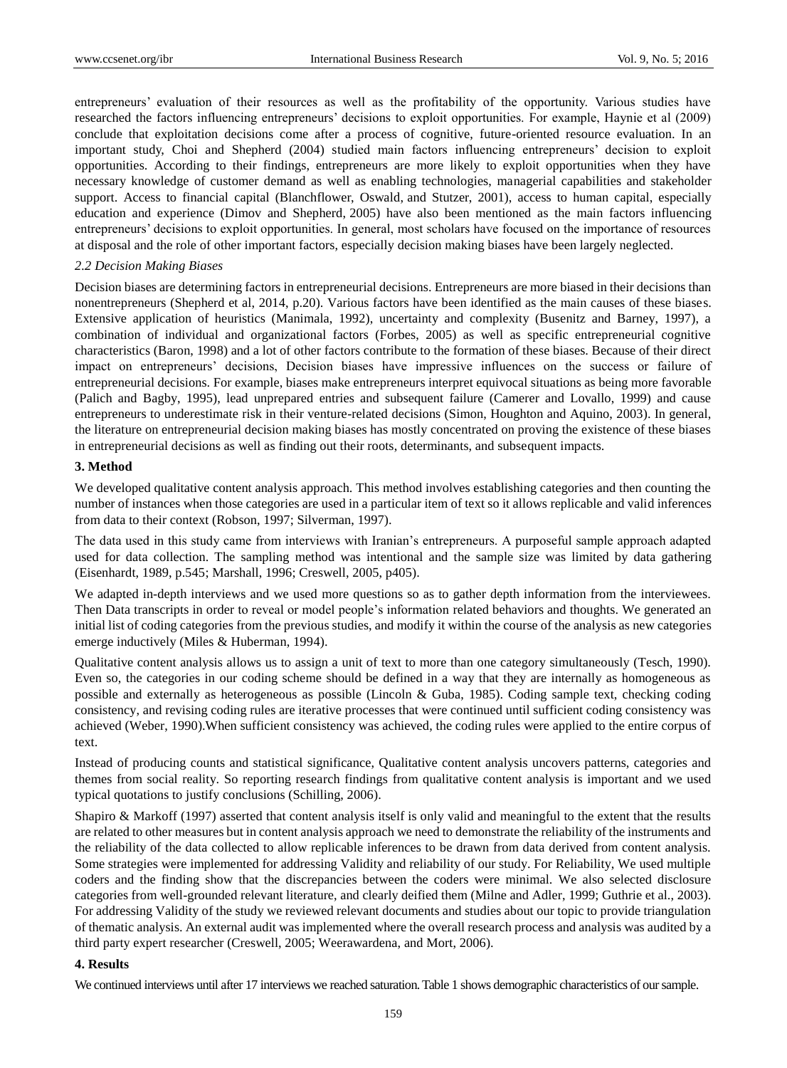entrepreneurs' evaluation of their resources as well as the profitability of the opportunity. Various studies have researched the factors influencing entrepreneurs' decisions to exploit opportunities. For example, Haynie et al (2009) conclude that exploitation decisions come after a process of cognitive, future-oriented resource evaluation. In an important study, Choi and Shepherd (2004) studied main factors influencing entrepreneurs' decision to exploit opportunities. According to their findings, entrepreneurs are more likely to exploit opportunities when they have necessary knowledge of customer demand as well as enabling technologies, managerial capabilities and stakeholder support. Access to financial capital (Blanchflower, Oswald, and Stutzer, 2001), access to human capital, especially education and experience (Dimov and Shepherd, 2005) have also been mentioned as the main factors influencing entrepreneurs' decisions to exploit opportunities. In general, most scholars have focused on the importance of resources at disposal and the role of other important factors, especially decision making biases have been largely neglected.

### *2.2 Decision Making Biases*

Decision biases are determining factors in entrepreneurial decisions. Entrepreneurs are more biased in their decisions than nonentrepreneurs (Shepherd et al, 2014, p.20). Various factors have been identified as the main causes of these biases. Extensive application of heuristics (Manimala, 1992), uncertainty and complexity (Busenitz and Barney, 1997), a combination of individual and organizational factors (Forbes, 2005) as well as specific entrepreneurial cognitive characteristics (Baron, 1998) and a lot of other factors contribute to the formation of these biases. Because of their direct impact on entrepreneurs' decisions, Decision biases have impressive influences on the success or failure of entrepreneurial decisions. For example, biases make entrepreneurs interpret equivocal situations as being more favorable (Palich and Bagby, 1995), lead unprepared entries and subsequent failure (Camerer and Lovallo, 1999) and cause entrepreneurs to underestimate risk in their venture-related decisions (Simon, Houghton and Aquino, 2003). In general, the literature on entrepreneurial decision making biases has mostly concentrated on proving the existence of these biases in entrepreneurial decisions as well as finding out their roots, determinants, and subsequent impacts.

## 3. Method

We developed qualitative content analysis approach. This method involves establishing categories and then counting the number of instances when those categories are used in a particular item of text so it allows replicable and valid inferences from data to their context (Robson, 1997; Silverman, 1997).

The data used in this study came from interviews with Iranian's entrepreneurs. A purposeful sample approach adapted used for data collection. The sampling method was intentional and the sample size was limited by data gathering (Eisenhardt, 1989, p.545; Marshall, 1996; Creswell, 2005, p405).

We adapted in-depth interviews and we used more questions so as to gather depth information from the interviewees. Then Data transcripts in order to reveal or model people's information related behaviors and thoughts. We generated an initial list of coding categories from the previous studies, and modify it within the course of the analysis as new categories emerge inductively (Miles & Huberman, 1994).

Qualitative content analysis allows us to assign a unit of text to more than one category simultaneously (Tesch, 1990). Even so, the categories in our coding scheme should be defined in a way that they are internally as homogeneous as possible and externally as heterogeneous as possible (Lincoln & Guba, 1985). Coding sample text, checking coding consistency, and revising coding rules are iterative processes that were continued until sufficient coding consistency was achieved (Weber, 1990).When sufficient consistency was achieved, the coding rules were applied to the entire corpus of text.

Instead of producing counts and statistical significance, Qualitative content analysis uncovers patterns, categories and themes from social reality. So reporting research findings from qualitative content analysis is important and we used typical quotations to justify conclusions (Schilling, 2006).

Shapiro & Markoff (1997) asserted that content analysis itself is only valid and meaningful to the extent that the results are related to other measures but in content analysis approach we need to demonstrate the reliability of the instruments and the reliability of the data collected to allow replicable inferences to be drawn from data derived from content analysis. Some strategies were implemented for addressing Validity and reliability of our study. For Reliability, We used multiple coders and the finding show that the discrepancies between the coders were minimal. We also selected disclosure categories from well-grounded relevant literature, and clearly deified them (Milne and Adler, 1999; Guthrie et al., 2003). For addressing Validity of the study we reviewed relevant documents and studies about our topic to provide triangulation of thematic analysis. An external audit was implemented where the overall research process and analysis was audited by a third party expert researcher (Creswell, 2005; Weerawardena, and Mort, 2006).

## 4. Results

We continued interviews until after 17 interviews we reached saturation. Table 1 shows demographic characteristics of our sample.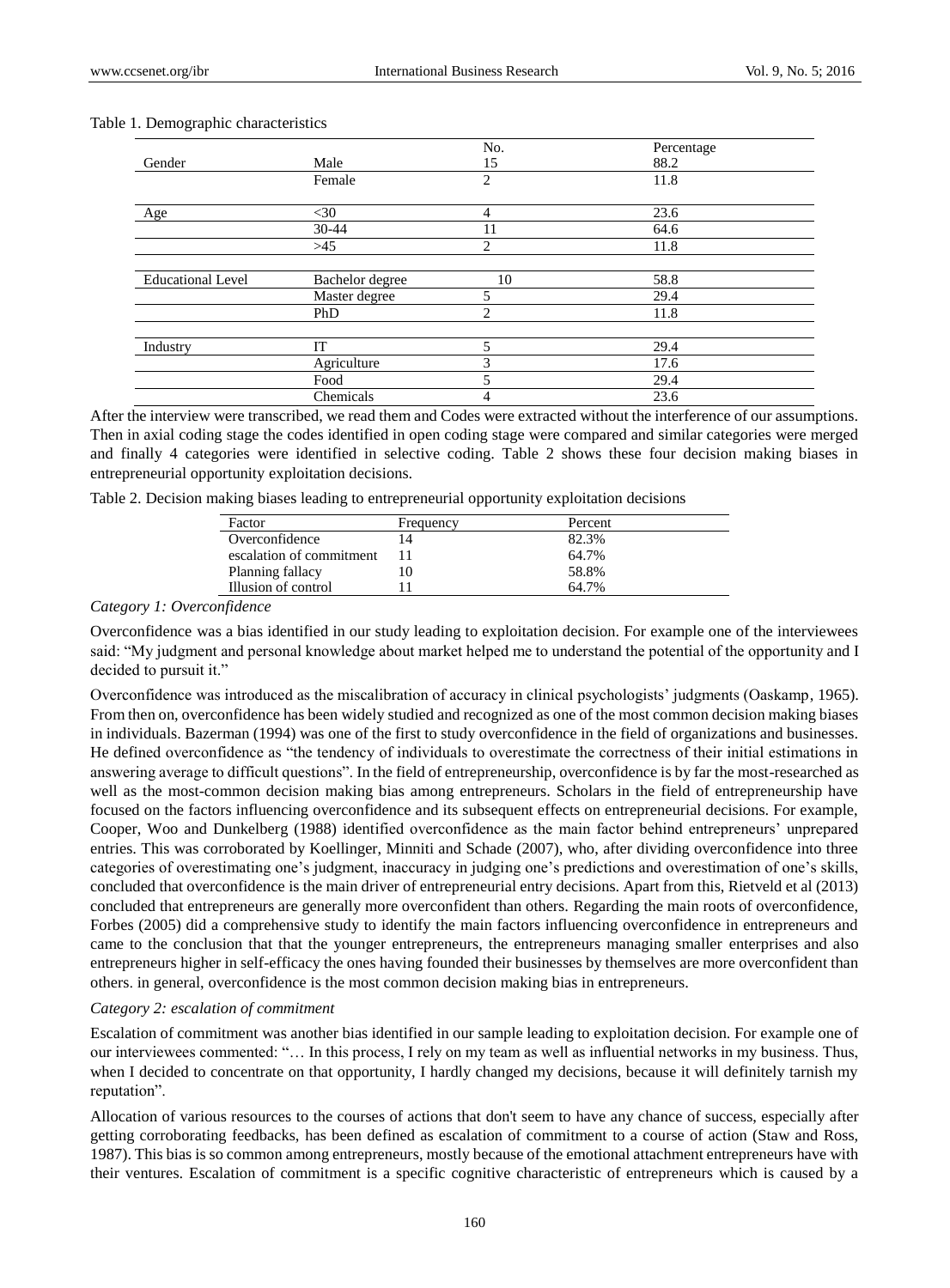Table 1. Demographic characteristics

| | | No. | Percentage |
|---|---|---|---|
| Gender | Male | 15 | 88.2 |
| | Female | 2 | 11.8 |
| Age | <30 | 4 | 23.6 |
| | 30-44 | 11 | 64.6 |
| | >45 | 2 | 11.8 |
| Educational Level | Bachelor degree | 10 | 58.8 |
| | Master degree | 5 | 29.4 |
| | PhD | 2 | 11.8 |
| Industry | IT | 5 | 29.4 |
| | Agriculture | 3 | 17.6 |
| | Food | 5 | 29.4 |
| | Chemicals | 4 | 23.6 |

After the interview were transcribed, we read them and Codes were extracted without the interference of our assumptions. Then in axial coding stage the codes identified in open coding stage were compared and similar categories were merged and finally 4 categories were identified in selective coding. Table 2 shows these four decision making biases in entrepreneurial opportunity exploitation decisions.

Table 2. Decision making biases leading to entrepreneurial opportunity exploitation decisions

| Factor | Frequency | Percent |
|---|---|---|
| Overconfidence | 14 | 82.3% |
| escalation of commitment | 11 | 64.7% |
| Planning fallacy | 10 | 58.8% |
| Illusion of control | 11 | 64.7% |

*Category 1: Overconfidence*

Overconfidence was a bias identified in our study leading to exploitation decision. For example one of the interviewees said: "My judgment and personal knowledge about market helped me to understand the potential of the opportunity and I decided to pursuit it."

Overconfidence was introduced as the miscalibration of accuracy in clinical psychologists' judgments (Oaskamp, 1965). From then on, overconfidence has been widely studied and recognized as one of the most common decision making biases in individuals. Bazerman (1994) was one of the first to study overconfidence in the field of organizations and businesses. He defined overconfidence as "the tendency of individuals to overestimate the correctness of their initial estimations in answering average to difficult questions". In the field of entrepreneurship, overconfidence is by far the most-researched as well as the most-common decision making bias among entrepreneurs. Scholars in the field of entrepreneurship have focused on the factors influencing overconfidence and its subsequent effects on entrepreneurial decisions. For example, Cooper, Woo and Dunkelberg (1988) identified overconfidence as the main factor behind entrepreneurs' unprepared entries. This was corroborated by Koellinger, Minniti and Schade (2007), who, after dividing overconfidence into three categories of overestimating one's judgment, inaccuracy in judging one's predictions and overestimation of one's skills, concluded that overconfidence is the main driver of entrepreneurial entry decisions. Apart from this, Rietveld et al (2013) concluded that entrepreneurs are generally more overconfident than others. Regarding the main roots of overconfidence, Forbes (2005) did a comprehensive study to identify the main factors influencing overconfidence in entrepreneurs and came to the conclusion that that the younger entrepreneurs, the entrepreneurs managing smaller enterprises and also entrepreneurs higher in self-efficacy the ones having founded their businesses by themselves are more overconfident than others. in general, overconfidence is the most common decision making bias in entrepreneurs.

*Category 2: escalation of commitment*

Escalation of commitment was another bias identified in our sample leading to exploitation decision. For example one of our interviewees commented: "… In this process, I rely on my team as well as influential networks in my business. Thus, when I decided to concentrate on that opportunity, I hardly changed my decisions, because it will definitely tarnish my reputation".

Allocation of various resources to the courses of actions that don't seem to have any chance of success, especially after getting corroborating feedbacks, has been defined as escalation of commitment to a course of action (Staw and Ross, 1987). This bias is so common among entrepreneurs, mostly because of the emotional attachment entrepreneurs have with their ventures. Escalation of commitment is a specific cognitive characteristic of entrepreneurs which is caused by a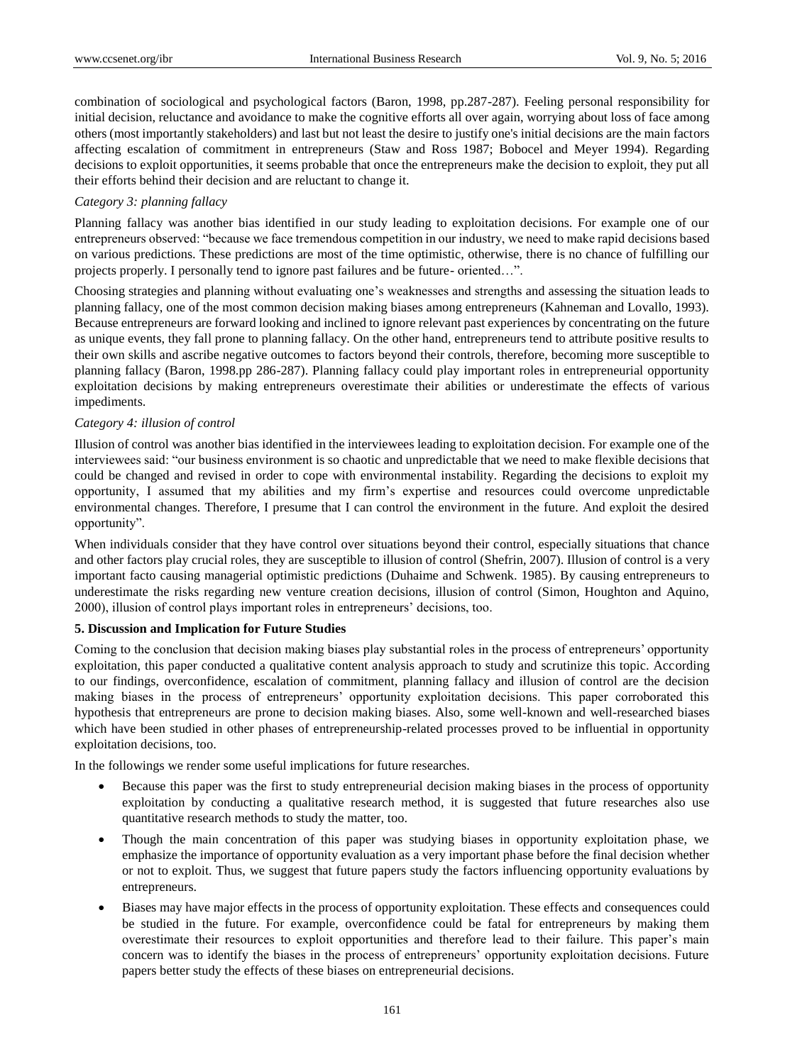combination of sociological and psychological factors (Baron, 1998, pp.287-287). Feeling personal responsibility for initial decision, reluctance and avoidance to make the cognitive efforts all over again, worrying about loss of face among others (most importantly stakeholders) and last but not least the desire to justify one's initial decisions are the main factors affecting escalation of commitment in entrepreneurs (Staw and Ross 1987; Bobocel and Meyer 1994). Regarding decisions to exploit opportunities, it seems probable that once the entrepreneurs make the decision to exploit, they put all their efforts behind their decision and are reluctant to change it.

*Category 3: planning fallacy*

Planning fallacy was another bias identified in our study leading to exploitation decisions. For example one of our entrepreneurs observed: "because we face tremendous competition in our industry, we need to make rapid decisions based on various predictions. These predictions are most of the time optimistic, otherwise, there is no chance of fulfilling our projects properly. I personally tend to ignore past failures and be future- oriented…".

Choosing strategies and planning without evaluating one's weaknesses and strengths and assessing the situation leads to planning fallacy, one of the most common decision making biases among entrepreneurs (Kahneman and Lovallo, 1993). Because entrepreneurs are forward looking and inclined to ignore relevant past experiences by concentrating on the future as unique events, they fall prone to planning fallacy. On the other hand, entrepreneurs tend to attribute positive results to their own skills and ascribe negative outcomes to factors beyond their controls, therefore, becoming more susceptible to planning fallacy (Baron, 1998.pp 286-287). Planning fallacy could play important roles in entrepreneurial opportunity exploitation decisions by making entrepreneurs overestimate their abilities or underestimate the effects of various impediments.

*Category 4: illusion of control*

Illusion of control was another bias identified in the interviewees leading to exploitation decision. For example one of the interviewees said: "our business environment is so chaotic and unpredictable that we need to make flexible decisions that could be changed and revised in order to cope with environmental instability. Regarding the decisions to exploit my opportunity, I assumed that my abilities and my firm's expertise and resources could overcome unpredictable environmental changes. Therefore, I presume that I can control the environment in the future. And exploit the desired opportunity".

When individuals consider that they have control over situations beyond their control, especially situations that chance and other factors play crucial roles, they are susceptible to illusion of control (Shefrin, 2007). Illusion of control is a very important facto causing managerial optimistic predictions (Duhaime and Schwenk. 1985). By causing entrepreneurs to underestimate the risks regarding new venture creation decisions, illusion of control (Simon, Houghton and Aquino, 2000), illusion of control plays important roles in entrepreneurs' decisions, too.

## 5. Discussion and Implication for Future Studies

Coming to the conclusion that decision making biases play substantial roles in the process of entrepreneurs' opportunity exploitation, this paper conducted a qualitative content analysis approach to study and scrutinize this topic. According to our findings, overconfidence, escalation of commitment, planning fallacy and illusion of control are the decision making biases in the process of entrepreneurs' opportunity exploitation decisions. This paper corroborated this hypothesis that entrepreneurs are prone to decision making biases. Also, some well-known and well-researched biases which have been studied in other phases of entrepreneurship-related processes proved to be influential in opportunity exploitation decisions, too.

In the followings we render some useful implications for future researches.

- Because this paper was the first to study entrepreneurial decision making biases in the process of opportunity exploitation by conducting a qualitative research method, it is suggested that future researches also use quantitative research methods to study the matter, too.
- Though the main concentration of this paper was studying biases in opportunity exploitation phase, we emphasize the importance of opportunity evaluation as a very important phase before the final decision whether or not to exploit. Thus, we suggest that future papers study the factors influencing opportunity evaluations by entrepreneurs.
- Biases may have major effects in the process of opportunity exploitation. These effects and consequences could be studied in the future. For example, overconfidence could be fatal for entrepreneurs by making them overestimate their resources to exploit opportunities and therefore lead to their failure. This paper's main concern was to identify the biases in the process of entrepreneurs' opportunity exploitation decisions. Future papers better study the effects of these biases on entrepreneurial decisions.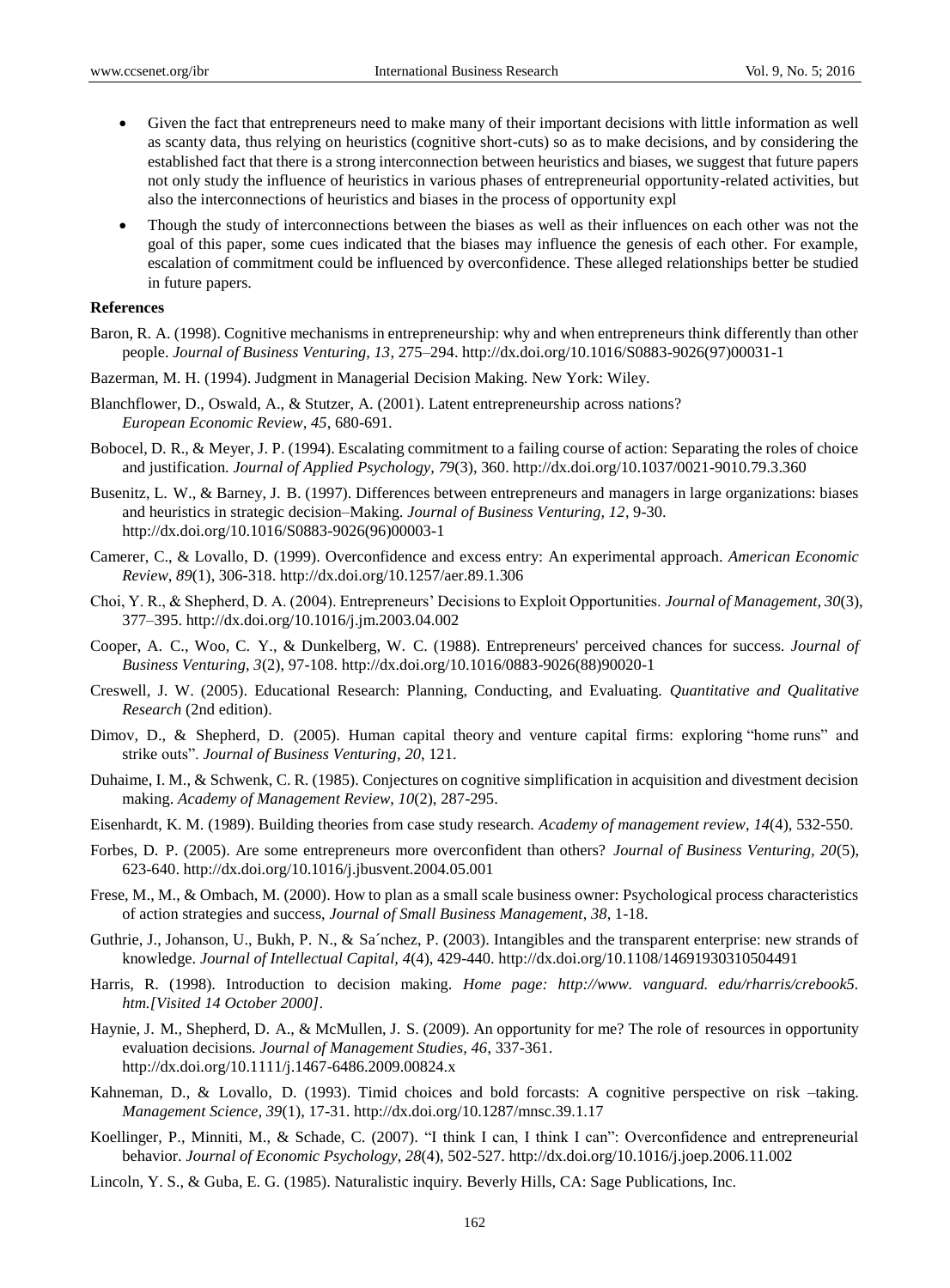- Given the fact that entrepreneurs need to make many of their important decisions with little information as well as scanty data, thus relying on heuristics (cognitive short-cuts) so as to make decisions, and by considering the established fact that there is a strong interconnection between heuristics and biases, we suggest that future papers not only study the influence of heuristics in various phases of entrepreneurial opportunity-related activities, but also the interconnections of heuristics and biases in the process of opportunity expl
- Though the study of interconnections between the biases as well as their influences on each other was not the goal of this paper, some cues indicated that the biases may influence the genesis of each other. For example, escalation of commitment could be influenced by overconfidence. These alleged relationships better be studied in future papers.

**References**

Baron, R. A. (1998). Cognitive mechanisms in entrepreneurship: why and when entrepreneurs think differently than other people. *Journal of Business Venturing, 13*, 275–294. http://dx.doi.org/10.1016/S0883-9026(97)00031-1

Bazerman, M. H. (1994). Judgment in Managerial Decision Making. New York: Wiley.

Blanchflower, D., Oswald, A., & Stutzer, A. (2001). Latent entrepreneurship across nations? *European Economic Review, 45*, 680-691.

Bobocel, D. R., & Meyer, J. P. (1994). Escalating commitment to a failing course of action: Separating the roles of choice and justification. *Journal of Applied Psychology, 79*(3), 360. http://dx.doi.org/10.1037/0021-9010.79.3.360

Busenitz, L. W., & Barney, J. B. (1997). Differences between entrepreneurs and managers in large organizations: biases and heuristics in strategic decision–Making. *Journal of Business Venturing, 12*, 9-30. http://dx.doi.org/10.1016/S0883-9026(96)00003-1

Camerer, C., & Lovallo, D. (1999). Overconfidence and excess entry: An experimental approach. *American Economic Review, 89*(1), 306-318. http://dx.doi.org/10.1257/aer.89.1.306

Choi, Y. R., & Shepherd, D. A. (2004). Entrepreneurs' Decisions to Exploit Opportunities. *Journal of Management, 30*(3), 377–395. http://dx.doi.org/10.1016/j.jm.2003.04.002

Cooper, A. C., Woo, C. Y., & Dunkelberg, W. C. (1988). Entrepreneurs' perceived chances for success. *Journal of Business Venturing, 3*(2), 97-108. http://dx.doi.org/10.1016/0883-9026(88)90020-1

Creswell, J. W. (2005). Educational Research: Planning, Conducting, and Evaluating. *Quantitative and Qualitative Research* (2nd edition).

Dimov, D., & Shepherd, D. (2005). Human capital theory and venture capital firms: exploring "home runs" and strike outs". *Journal of Business Venturing, 20*, 121.

Duhaime, I. M., & Schwenk, C. R. (1985). Conjectures on cognitive simplification in acquisition and divestment decision making. *Academy of Management Review, 10*(2), 287-295.

Eisenhardt, K. M. (1989). Building theories from case study research. *Academy of management review, 14*(4), 532-550.

Forbes, D. P. (2005). Are some entrepreneurs more overconfident than others? *Journal of Business Venturing, 20*(5), 623-640. http://dx.doi.org/10.1016/j.jbusvent.2004.05.001

Frese, M., M., & Ombach, M. (2000). How to plan as a small scale business owner: Psychological process characteristics of action strategies and success, *Journal of Small Business Management, 38*, 1-18.

Guthrie, J., Johanson, U., Bukh, P. N., & Sa´nchez, P. (2003). Intangibles and the transparent enterprise: new strands of knowledge. *Journal of Intellectual Capital, 4*(4), 429-440. http://dx.doi.org/10.1108/14691930310504491

Harris, R. (1998). Introduction to decision making. *Home page: http://www. vanguard. edu/rharris/crebook5. htm.[Visited 14 October 2000]*.

Haynie, J. M., Shepherd, D. A., & McMullen, J. S. (2009). An opportunity for me? The role of resources in opportunity evaluation decisions. *Journal of Management Studies, 46*, 337-361. http://dx.doi.org/10.1111/j.1467-6486.2009.00824.x

Kahneman, D., & Lovallo, D. (1993). Timid choices and bold forcasts: A cognitive perspective on risk –taking. *Management Science, 39*(1), 17-31. http://dx.doi.org/10.1287/mnsc.39.1.17

Koellinger, P., Minniti, M., & Schade, C. (2007). "I think I can, I think I can": Overconfidence and entrepreneurial behavior. *Journal of Economic Psychology, 28*(4), 502-527. http://dx.doi.org/10.1016/j.joep.2006.11.002

Lincoln, Y. S., & Guba, E. G. (1985). Naturalistic inquiry. Beverly Hills, CA: Sage Publications, Inc.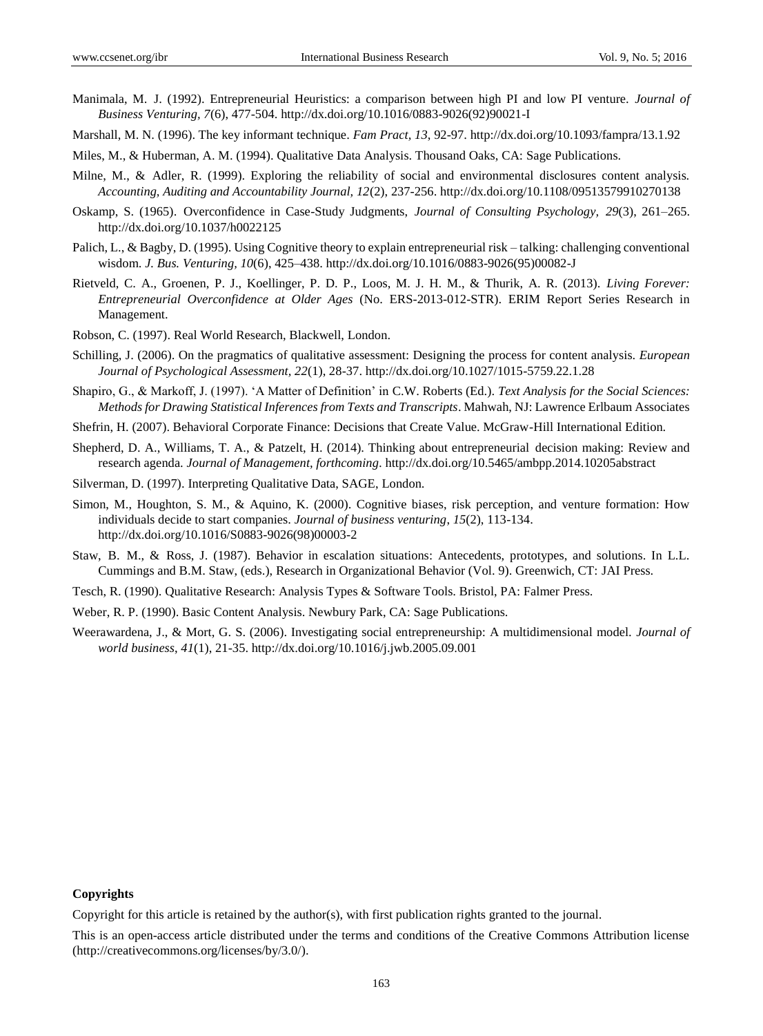Manimala, M. J. (1992). Entrepreneurial Heuristics: a comparison between high PI and low PI venture. *Journal of Business Venturing, 7*(6), 477-504. http://dx.doi.org/10.1016/0883-9026(92)90021-I

Marshall, M. N. (1996). The key informant technique. *Fam Pract, 13*, 92-97. http://dx.doi.org/10.1093/fampra/13.1.92

Miles, M., & Huberman, A. M. (1994). Qualitative Data Analysis. Thousand Oaks, CA: Sage Publications.

Milne, M., & Adler, R. (1999). Exploring the reliability of social and environmental disclosures content analysis. *Accounting, Auditing and Accountability Journal, 12*(2), 237-256. http://dx.doi.org/10.1108/09513579910270138

Oskamp, S. (1965). Overconfidence in Case-Study Judgments, *Journal of Consulting Psychology, 29*(3), 261–265. http://dx.doi.org/10.1037/h0022125

Palich, L., & Bagby, D. (1995). Using Cognitive theory to explain entrepreneurial risk – talking: challenging conventional wisdom. *J. Bus. Venturing, 10*(6), 425–438. http://dx.doi.org/10.1016/0883-9026(95)00082-J

Rietveld, C. A., Groenen, P. J., Koellinger, P. D. P., Loos, M. J. H. M., & Thurik, A. R. (2013). *Living Forever: Entrepreneurial Overconfidence at Older Ages* (No. ERS-2013-012-STR). ERIM Report Series Research in Management.

Robson, C. (1997). Real World Research, Blackwell, London.

Schilling, J. (2006). On the pragmatics of qualitative assessment: Designing the process for content analysis. *European Journal of Psychological Assessment, 22*(1), 28-37. http://dx.doi.org/10.1027/1015-5759.22.1.28

Shapiro, G., & Markoff, J. (1997). 'A Matter of Definition' in C.W. Roberts (Ed.). *Text Analysis for the Social Sciences: Methods for Drawing Statistical Inferences from Texts and Transcripts*. Mahwah, NJ: Lawrence Erlbaum Associates

Shefrin, H. (2007). Behavioral Corporate Finance: Decisions that Create Value. McGraw-Hill International Edition.

Shepherd, D. A., Williams, T. A., & Patzelt, H. (2014). Thinking about entrepreneurial decision making: Review and research agenda. *Journal of Management, forthcoming*. http://dx.doi.org/10.5465/ambpp.2014.10205abstract

Silverman, D. (1997). Interpreting Qualitative Data, SAGE, London.

Simon, M., Houghton, S. M., & Aquino, K. (2000). Cognitive biases, risk perception, and venture formation: How individuals decide to start companies. *Journal of business venturing, 15*(2), 113-134. http://dx.doi.org/10.1016/S0883-9026(98)00003-2

Staw, B. M., & Ross, J. (1987). Behavior in escalation situations: Antecedents, prototypes, and solutions. In L.L. Cummings and B.M. Staw, (eds.), Research in Organizational Behavior (Vol. 9). Greenwich, CT: JAI Press.

Tesch, R. (1990). Qualitative Research: Analysis Types & Software Tools. Bristol, PA: Falmer Press.

Weber, R. P. (1990). Basic Content Analysis. Newbury Park, CA: Sage Publications.

Weerawardena, J., & Mort, G. S. (2006). Investigating social entrepreneurship: A multidimensional model. *Journal of world business, 41*(1), 21-35. http://dx.doi.org/10.1016/j.jwb.2005.09.001

**Copyrights**

Copyright for this article is retained by the author(s), with first publication rights granted to the journal.

This is an open-access article distributed under the terms and conditions of the Creative Commons Attribution license (http://creativecommons.org/licenses/by/3.0/).